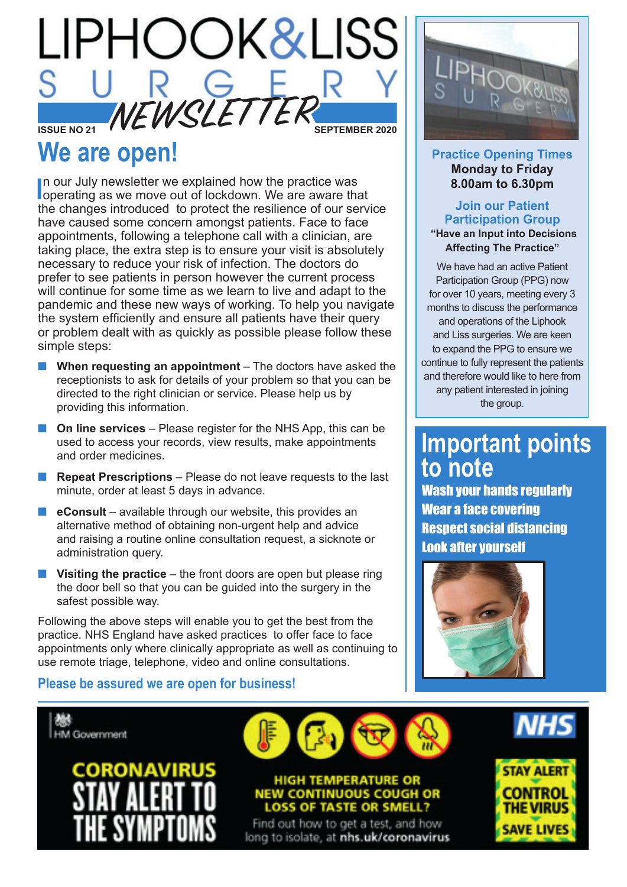# LIPHOOK & LISS SURGERY NEWSLETTER

ISSUE NO 21 SEPTEMBER 2020

## We are open!

In our July newsletter we explained how the practice was operating as we move out of lockdown. We are aware that the changes introduced to protect the resilience of our service have caused some concern amongst patients. Face to face appointments, following a telephone call with a clinician, are taking place, the extra step is to ensure your visit is absolutely necessary to reduce your risk of infection. The doctors do prefer to see patients in person however the current process will continue for some time as we learn to live and adapt to the pandemic and these new ways of working. To help you navigate the system efficiently and ensure all patients have their query or problem dealt with as quickly as possible please follow these simple steps:

- **When requesting an appointment** – The doctors have asked the receptionists to ask for details of your problem so that you can be directed to the right clinician or service. Please help us by providing this information.
- **On line services** – Please register for the NHS App, this can be used to access your records, view results, make appointments and order medicines.
- **Repeat Prescriptions** – Please do not leave requests to the last minute, order at least 5 days in advance.
- **eConsult** – available through our website, this provides an alternative method of obtaining non-urgent help and advice and raising a routine online consultation request, a sicknote or administration query.
- **Visiting the practice** – the front doors are open but please ring the door bell so that you can be guided into the surgery in the safest possible way.

Following the above steps will enable you to get the best from the practice. NHS England have asked practices to offer face to face appointments only where clinically appropriate as well as continuing to use remote triage, telephone, video and online consultations.

**Please be assured we are open for business!**

### Practice Opening Times

**Monday to Friday**
**8.00am to 6.30pm**

### Join our Patient Participation Group

**"Have an Input into Decisions Affecting The Practice"**

We have had an active Patient Participation Group (PPG) now for over 10 years, meeting every 3 months to discuss the performance and operations of the Liphook and Liss surgeries. We are keen to expand the PPG to ensure we continue to fully represent the patients and therefore would like to here from any patient interested in joining the group.

## Important points to note

**Wash your hands regularly**
**Wear a face covering**
**Respect social distancing**
**Look after yourself**

HM Government

**CORONAVIRUS STAY ALERT TO THE SYMPTOMS**

**HIGH TEMPERATURE OR NEW CONTINUOUS COUGH OR LOSS OF TASTE OR SMELL?**

Find out how to get a test, and how long to isolate, at **nhs.uk/coronavirus**

NHS

**STAY ALERT CONTROL THE VIRUS SAVE LIVES**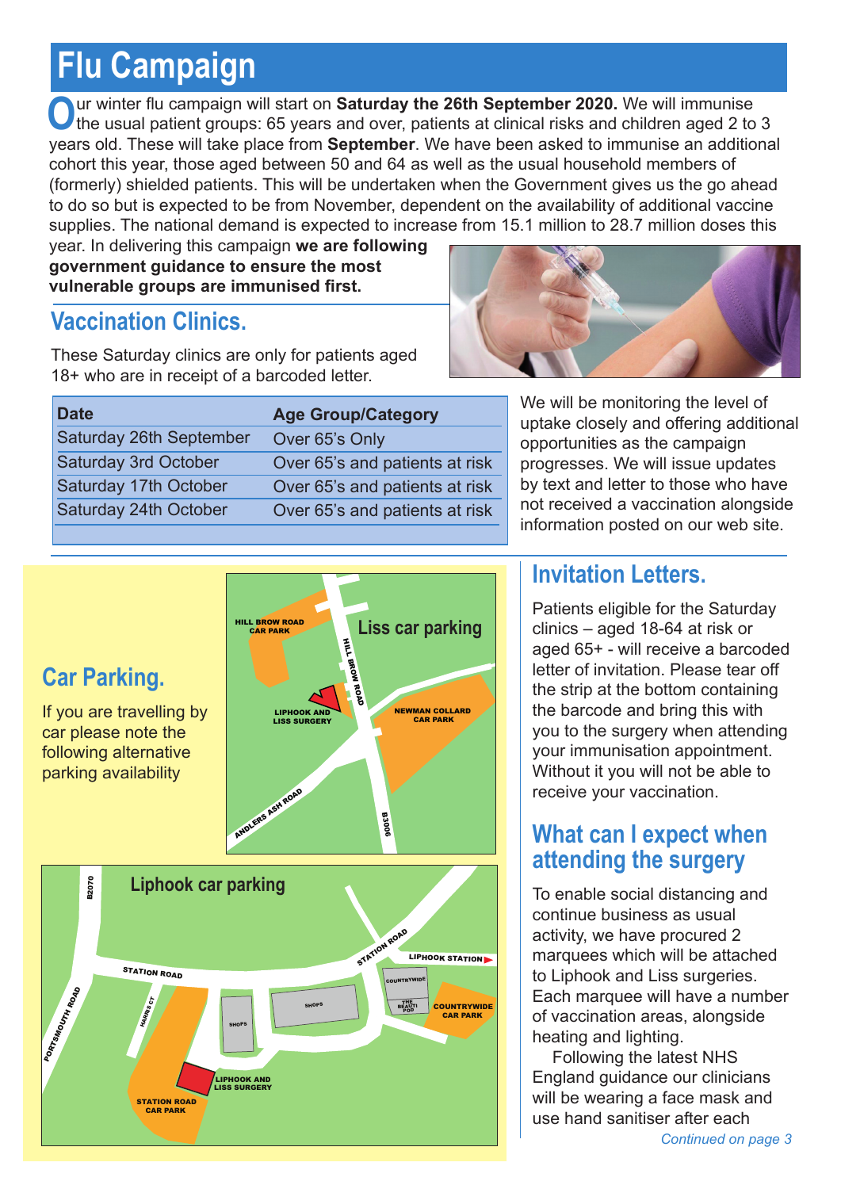# Flu Campaign

Our winter flu campaign will start on **Saturday the 26th September 2020.** We will immunise the usual patient groups: 65 years and over, patients at clinical risks and children aged 2 to 3 years old. These will take place from **September**. We have been asked to immunise an additional cohort this year, those aged between 50 and 64 as well as the usual household members of (formerly) shielded patients. This will be undertaken when the Government gives us the go ahead to do so but is expected to be from November, dependent on the availability of additional vaccine supplies. The national demand is expected to increase from 15.1 million to 28.7 million doses this year. In delivering this campaign **we are following government guidance to ensure the most vulnerable groups are immunised first.**

## Vaccination Clinics.

These Saturday clinics are only for patients aged 18+ who are in receipt of a barcoded letter.

| Date | Age Group/Category |
|---|---|
| Saturday 26th September | Over 65's Only |
| Saturday 3rd October | Over 65's and patients at risk |
| Saturday 17th October | Over 65's and patients at risk |
| Saturday 24th October | Over 65's and patients at risk |

We will be monitoring the level of uptake closely and offering additional opportunities as the campaign progresses. We will issue updates by text and letter to those who have not received a vaccination alongside information posted on our web site.

## Car Parking.

If you are travelling by car please note the following alternative parking availability

**Liss car parking**

HILL BROW ROAD CAR PARK, HILL BROW ROAD, LIPHOOK AND LISS SURGERY, NEWMAN COLLARD CAR PARK, ANDLERS ASH ROAD, B3006

**Liphook car parking**

B2070, STATION ROAD, PORTSMOUTH ROAD, HARRIS CT, SHOPS, SHOPS, STATION ROAD, LIPHOOK STATION, COUNTRYWIDE, THE BEAUTI POD, COUNTRYWIDE CAR PARK, LIPHOOK AND LISS SURGERY, STATION ROAD CAR PARK

## Invitation Letters.

Patients eligible for the Saturday clinics – aged 18-64 at risk or aged 65+ - will receive a barcoded letter of invitation. Please tear off the strip at the bottom containing the barcode and bring this with you to the surgery when attending your immunisation appointment. Without it you will not be able to receive your vaccination.

## What can I expect when attending the surgery

To enable social distancing and continue business as usual activity, we have procured 2 marquees which will be attached to Liphook and Liss surgeries. Each marquee will have a number of vaccination areas, alongside heating and lighting.

Following the latest NHS England guidance our clinicians will be wearing a face mask and use hand sanitiser after each

*Continued on page 3*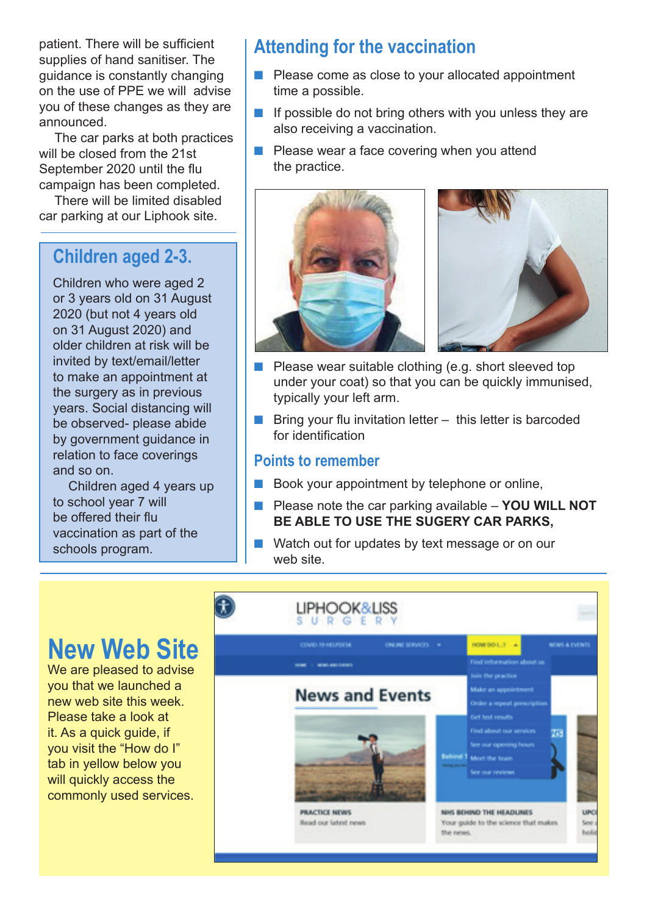patient. There will be sufficient supplies of hand sanitiser. The guidance is constantly changing on the use of PPE we will advise you of these changes as they are announced.

The car parks at both practices will be closed from the 21st September 2020 until the flu campaign has been completed.

There will be limited disabled car parking at our Liphook site.

## Children aged 2-3.

Children who were aged 2 or 3 years old on 31 August 2020 (but not 4 years old on 31 August 2020) and older children at risk will be invited by text/email/letter to make an appointment at the surgery as in previous years. Social distancing will be observed- please abide by government guidance in relation to face coverings and so on.

Children aged 4 years up to school year 7 will be offered their flu vaccination as part of the schools program.

## Attending for the vaccination

- Please come as close to your allocated appointment time a possible.
- If possible do not bring others with you unless they are also receiving a vaccination.
- Please wear a face covering when you attend the practice.
- Please wear suitable clothing (e.g. short sleeved top under your coat) so that you can be quickly immunised, typically your left arm.
- Bring your flu invitation letter – this letter is barcoded for identification

### Points to remember

- Book your appointment by telephone or online,
- Please note the car parking available – **YOU WILL NOT BE ABLE TO USE THE SUGERY CAR PARKS,**
- Watch out for updates by text message or on our web site.

## New Web Site

We are pleased to advise you that we launched a new web site this week. Please take a look at it. As a quick guide, if you visit the "How do I" tab in yellow below you will quickly access the commonly used services.